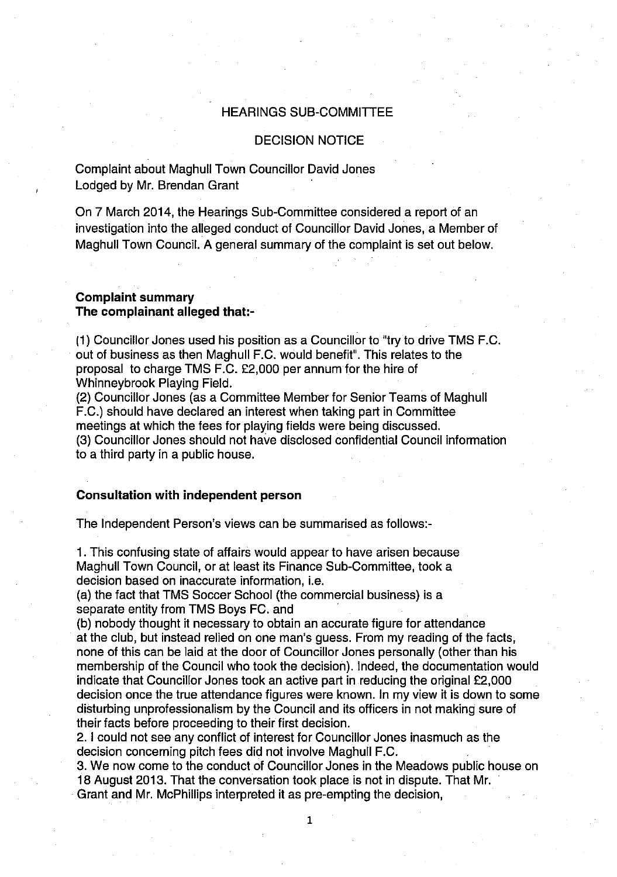HEARINGS SUB-COMMITTEE

DECISION NOTICE

Complaint about Maghull Town Councillor David Jones
Lodged by Mr. Brendan Grant

On 7 March 2014, the Hearings Sub-Committee considered a report of an investigation into the alleged conduct of Councillor David Jones, a Member of Maghull Town Council. A general summary of the complaint is set out below.

**Complaint summary**
**The complainant alleged that:-**

(1) Councillor Jones used his position as a Councillor to "try to drive TMS F.C. out of business as then Maghull F.C. would benefit". This relates to the proposal to charge TMS F.C. £2,000 per annum for the hire of Whinneybrook Playing Field.
(2) Councillor Jones (as a Committee Member for Senior Teams of Maghull F.C.) should have declared an interest when taking part in Committee meetings at which the fees for playing fields were being discussed.
(3) Councillor Jones should not have disclosed confidential Council information to a third party in a public house.

**Consultation with independent person**

The Independent Person's views can be summarised as follows:-

1. This confusing state of affairs would appear to have arisen because Maghull Town Council, or at least its Finance Sub-Committee, took a decision based on inaccurate information, i.e.
(a) the fact that TMS Soccer School (the commercial business) is a separate entity from TMS Boys FC. and
(b) nobody thought it necessary to obtain an accurate figure for attendance at the club, but instead relied on one man's guess. From my reading of the facts, none of this can be laid at the door of Councillor Jones personally (other than his membership of the Council who took the decision). Indeed, the documentation would indicate that Councillor Jones took an active part in reducing the original £2,000 decision once the true attendance figures were known. In my view it is down to some disturbing unprofessionalism by the Council and its officers in not making sure of their facts before proceeding to their first decision.
2. I could not see any conflict of interest for Councillor Jones inasmuch as the decision concerning pitch fees did not involve Maghull F.C.
3. We now come to the conduct of Councillor Jones in the Meadows public house on 18 August 2013. That the conversation took place is not in dispute. That Mr. Grant and Mr. McPhillips interpreted it as pre-empting the decision,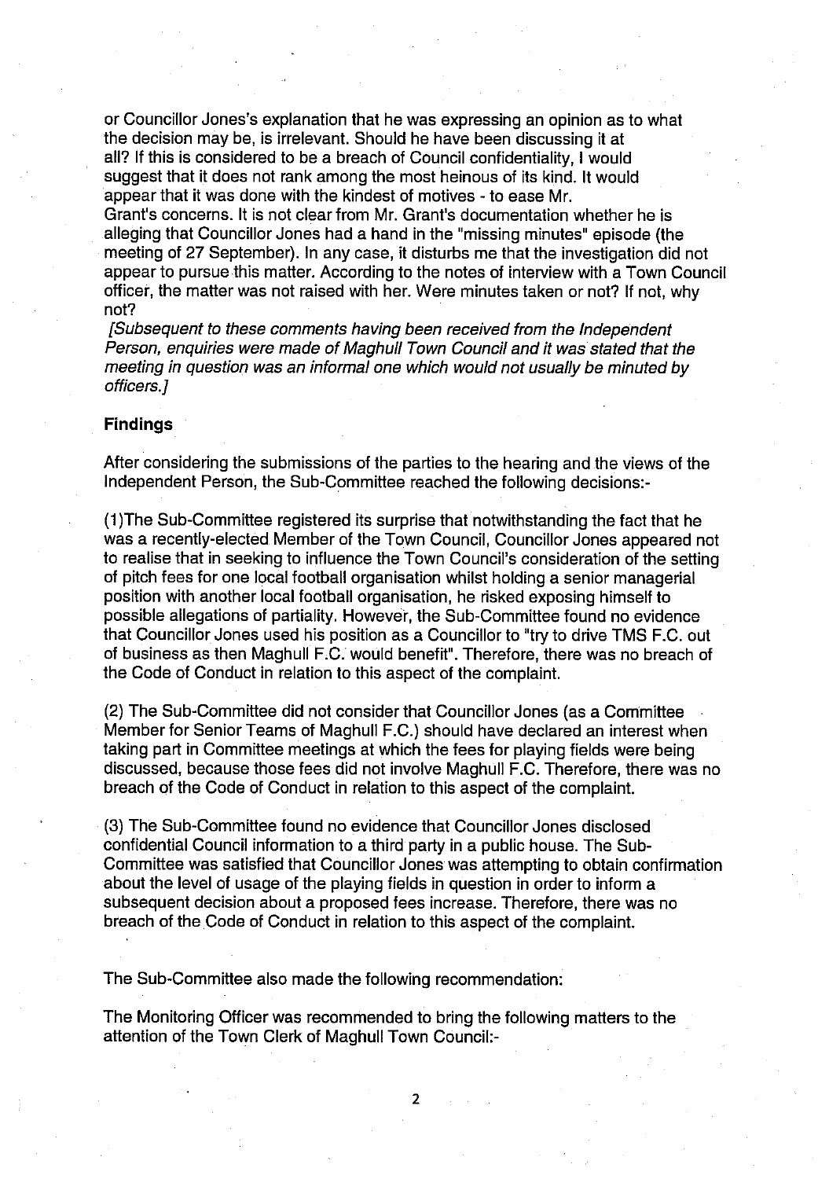or Councillor Jones's explanation that he was expressing an opinion as to what the decision may be, is irrelevant. Should he have been discussing it at all? If this is considered to be a breach of Council confidentiality, I would suggest that it does not rank among the most heinous of its kind. It would appear that it was done with the kindest of motives - to ease Mr. Grant's concerns. It is not clear from Mr. Grant's documentation whether he is alleging that Councillor Jones had a hand in the "missing minutes" episode (the meeting of 27 September). In any case, it disturbs me that the investigation did not appear to pursue this matter. According to the notes of interview with a Town Council officer, the matter was not raised with her. Were minutes taken or not? If not, why not?

*[Subsequent to these comments having been received from the Independent Person, enquiries were made of Maghull Town Council and it was stated that the meeting in question was an informal one which would not usually be minuted by officers.]*

**Findings**

After considering the submissions of the parties to the hearing and the views of the Independent Person, the Sub-Committee reached the following decisions:-

(1)The Sub-Committee registered its surprise that notwithstanding the fact that he was a recently-elected Member of the Town Council, Councillor Jones appeared not to realise that in seeking to influence the Town Council's consideration of the setting of pitch fees for one local football organisation whilst holding a senior managerial position with another local football organisation, he risked exposing himself to possible allegations of partiality. However, the Sub-Committee found no evidence that Councillor Jones used his position as a Councillor to "try to drive TMS F.C. out of business as then Maghull F.C. would benefit". Therefore, there was no breach of the Code of Conduct in relation to this aspect of the complaint.

(2) The Sub-Committee did not consider that Councillor Jones (as a Committee Member for Senior Teams of Maghull F.C.) should have declared an interest when taking part in Committee meetings at which the fees for playing fields were being discussed, because those fees did not involve Maghull F.C. Therefore, there was no breach of the Code of Conduct in relation to this aspect of the complaint.

(3) The Sub-Committee found no evidence that Councillor Jones disclosed confidential Council information to a third party in a public house. The Sub-Committee was satisfied that Councillor Jones was attempting to obtain confirmation about the level of usage of the playing fields in question in order to inform a subsequent decision about a proposed fees increase. Therefore, there was no breach of the Code of Conduct in relation to this aspect of the complaint.

The Sub-Committee also made the following recommendation:

The Monitoring Officer was recommended to bring the following matters to the attention of the Town Clerk of Maghull Town Council:-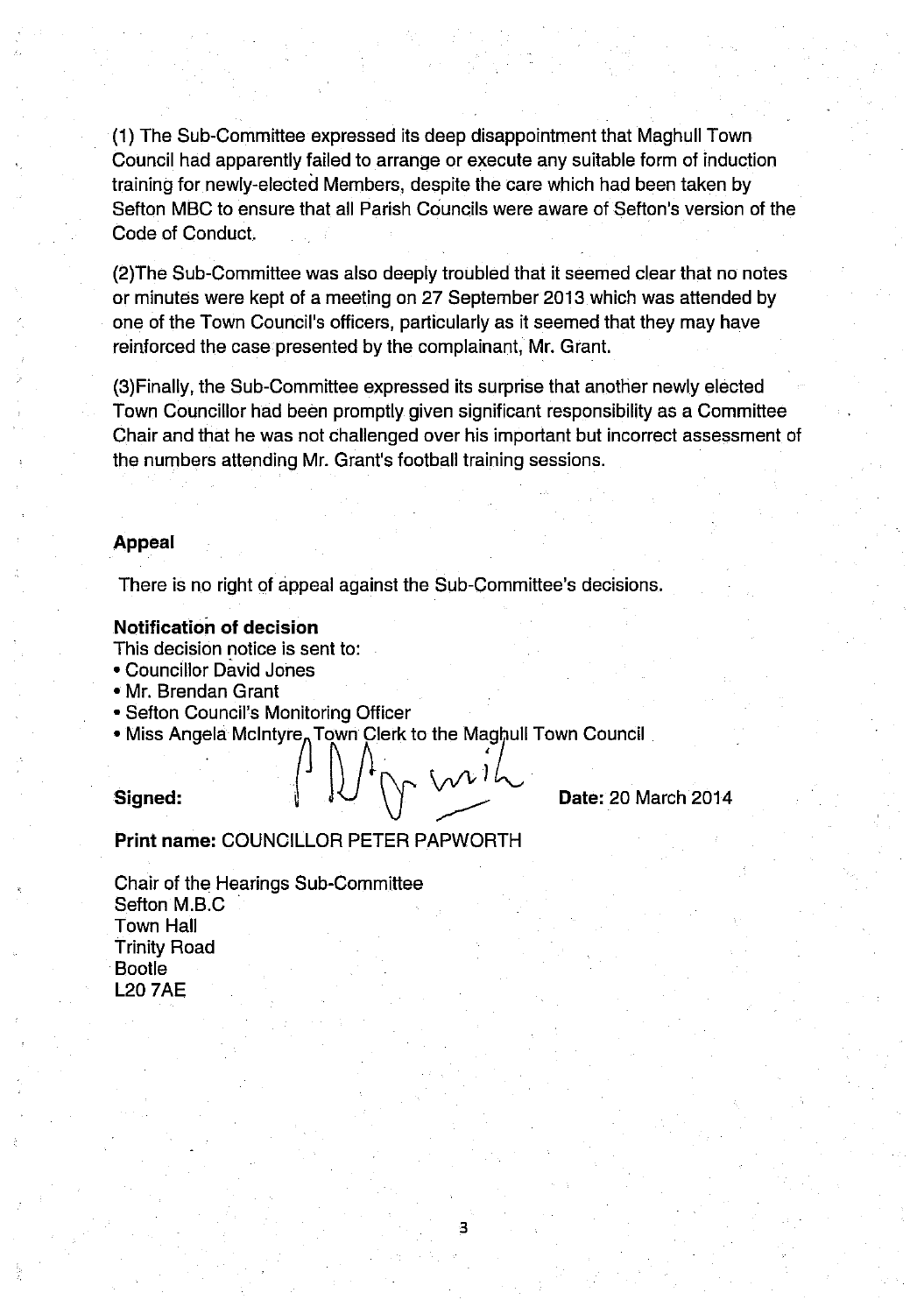(1) The Sub-Committee expressed its deep disappointment that Maghull Town Council had apparently failed to arrange or execute any suitable form of induction training for newly-elected Members, despite the care which had been taken by Sefton MBC to ensure that all Parish Councils were aware of Sefton's version of the Code of Conduct.

(2)The Sub-Committee was also deeply troubled that it seemed clear that no notes or minutes were kept of a meeting on 27 September 2013 which was attended by one of the Town Council's officers, particularly as it seemed that they may have reinforced the case presented by the complainant, Mr. Grant.

(3)Finally, the Sub-Committee expressed its surprise that another newly elected Town Councillor had been promptly given significant responsibility as a Committee Chair and that he was not challenged over his important but incorrect assessment of the numbers attending Mr. Grant's football training sessions.

**Appeal**

There is no right of appeal against the Sub-Committee's decisions.

**Notification of decision**

This decision notice is sent to:

- Councillor David Jones
- Mr. Brendan Grant
- Sefton Council's Monitoring Officer
- Miss Angela McIntyre, Town Clerk to the Maghull Town Council

**Signed:** **Date:** 20 March 2014

**Print name:** COUNCILLOR PETER PAPWORTH

Chair of the Hearings Sub-Committee
Sefton M.B.C
Town Hall
Trinity Road
Bootle
L20 7AE